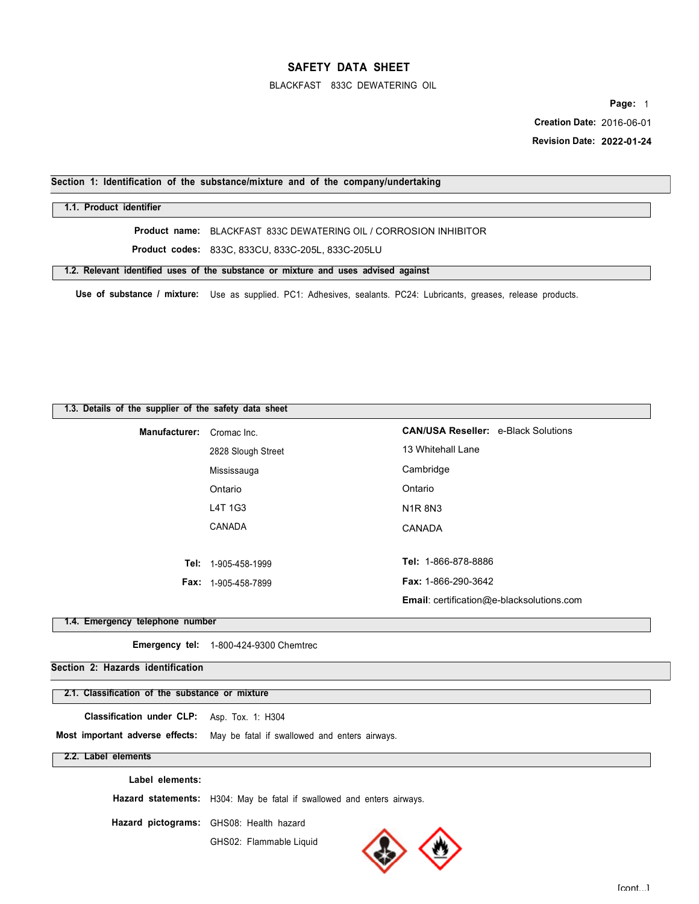# SAFETY DATA SHEET

BLACKFAST 833C DEWATERING OIL

**Creation Date:** 2016-06-01

**Revision Date:** **2022-01-24**

## Section 1: Identification of the substance/mixture and of the company/undertaking

### 1.1. Product identifier

**Product name:** BLACKFAST 833C DEWATERING OIL / CORROSION INHIBITOR

**Product codes:** 833C, 833CU, 833C-205L, 833C-205LU

### 1.2. Relevant identified uses of the substance or mixture and uses advised against

**Use of substance / mixture:** Use as supplied. PC1: Adhesives, sealants. PC24: Lubricants, greases, release products.

### 1.3. Details of the supplier of the safety data sheet

**Manufacturer:** Cromac Inc.
2828 Slough Street
Mississauga
Ontario
L4T 1G3
CANADA

**Tel:** 1-905-458-1999
**Fax:** 1-905-458-7899

**CAN/USA Reseller:** e-Black Solutions
13 Whitehall Lane
Cambridge
Ontario
N1R 8N3
CANADA

**Tel:** 1-866-878-8886
**Fax:** 1-866-290-3642
**Email**: certification@e-blacksolutions.com

### 1.4. Emergency telephone number

**Emergency tel:** 1-800-424-9300 Chemtrec

## Section 2: Hazards identification

### 2.1. Classification of the substance or mixture

**Classification under CLP:** Asp. Tox. 1: H304

**Most important adverse effects:** May be fatal if swallowed and enters airways.

### 2.2. Label elements

**Label elements:**

**Hazard statements:** H304: May be fatal if swallowed and enters airways.

**Hazard pictograms:** GHS08: Health hazard
GHS02: Flammable Liquid

[cont...]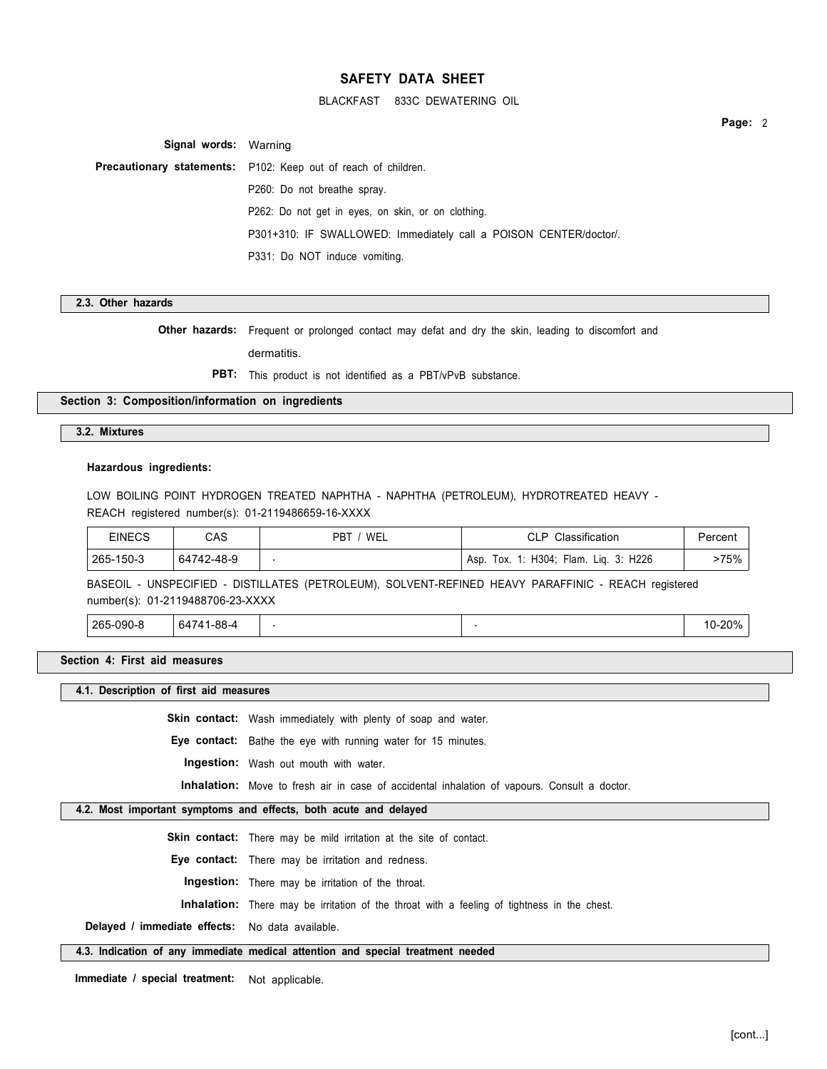**Signal words:** Warning

**Precautionary statements:** P102: Keep out of reach of children.

P260: Do not breathe spray.

P262: Do not get in eyes, on skin, or on clothing.

P301+310: IF SWALLOWED: Immediately call a POISON CENTER/doctor/.

P331: Do NOT induce vomiting.

### 2.3. Other hazards

**Other hazards:** Frequent or prolonged contact may defat and dry the skin, leading to discomfort and dermatitis.

**PBT:** This product is not identified as a PBT/vPvB substance.

## Section 3: Composition/information on ingredients

### 3.2. Mixtures

**Hazardous ingredients:**

LOW BOILING POINT HYDROGEN TREATED NAPHTHA - NAPHTHA (PETROLEUM), HYDROTREATED HEAVY - REACH registered number(s): 01-2119486659-16-XXXX

| EINECS | CAS | PBT / WEL | CLP Classification | Percent |
|---|---|---|---|---|
| 265-150-3 | 64742-48-9 | - | Asp. Tox. 1: H304; Flam. Liq. 3: H226 | >75% |

BASEOIL - UNSPECIFIED - DISTILLATES (PETROLEUM), SOLVENT-REFINED HEAVY PARAFFINIC - REACH registered number(s): 01-2119488706-23-XXXX

| EINECS | CAS | PBT / WEL | CLP Classification | Percent |
|---|---|---|---|---|
| 265-090-8 | 64741-88-4 | - | - | 10-20% |

## Section 4: First aid measures

### 4.1. Description of first aid measures

**Skin contact:** Wash immediately with plenty of soap and water.

**Eye contact:** Bathe the eye with running water for 15 minutes.

**Ingestion:** Wash out mouth with water.

**Inhalation:** Move to fresh air in case of accidental inhalation of vapours. Consult a doctor.

### 4.2. Most important symptoms and effects, both acute and delayed

**Skin contact:** There may be mild irritation at the site of contact.

**Eye contact:** There may be irritation and redness.

**Ingestion:** There may be irritation of the throat.

**Inhalation:** There may be irritation of the throat with a feeling of tightness in the chest.

**Delayed / immediate effects:** No data available.

### 4.3. Indication of any immediate medical attention and special treatment needed

**Immediate / special treatment:** Not applicable.

[cont...]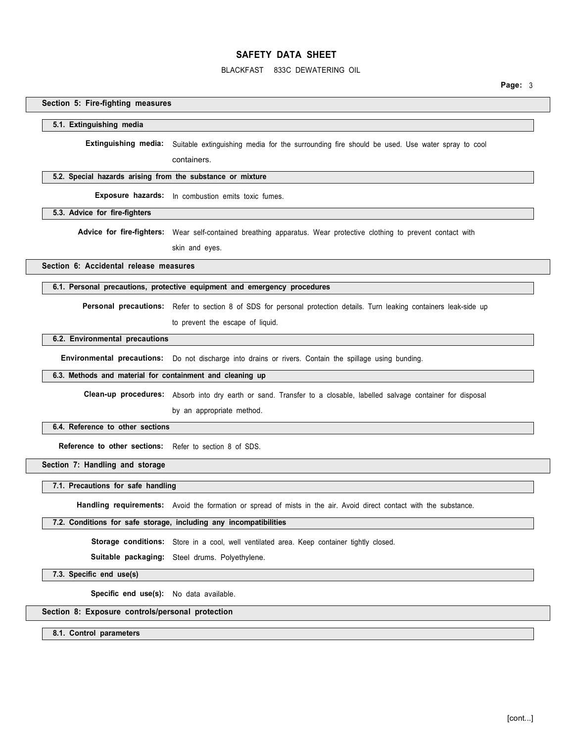## Section 5: Fire-fighting measures

### 5.1. Extinguishing media

**Extinguishing media:** Suitable extinguishing media for the surrounding fire should be used. Use water spray to cool containers.

### 5.2. Special hazards arising from the substance or mixture

**Exposure hazards:** In combustion emits toxic fumes.

### 5.3. Advice for fire-fighters

**Advice for fire-fighters:** Wear self-contained breathing apparatus. Wear protective clothing to prevent contact with skin and eyes.

## Section 6: Accidental release measures

### 6.1. Personal precautions, protective equipment and emergency procedures

**Personal precautions:** Refer to section 8 of SDS for personal protection details. Turn leaking containers leak-side up to prevent the escape of liquid.

### 6.2. Environmental precautions

**Environmental precautions:** Do not discharge into drains or rivers. Contain the spillage using bunding.

### 6.3. Methods and material for containment and cleaning up

**Clean-up procedures:** Absorb into dry earth or sand. Transfer to a closable, labelled salvage container for disposal by an appropriate method.

### 6.4. Reference to other sections

**Reference to other sections:** Refer to section 8 of SDS.

## Section 7: Handling and storage

### 7.1. Precautions for safe handling

**Handling requirements:** Avoid the formation or spread of mists in the air. Avoid direct contact with the substance.

### 7.2. Conditions for safe storage, including any incompatibilities

**Storage conditions:** Store in a cool, well ventilated area. Keep container tightly closed.

**Suitable packaging:** Steel drums. Polyethylene.

### 7.3. Specific end use(s)

**Specific end use(s):** No data available.

## Section 8: Exposure controls/personal protection

### 8.1. Control parameters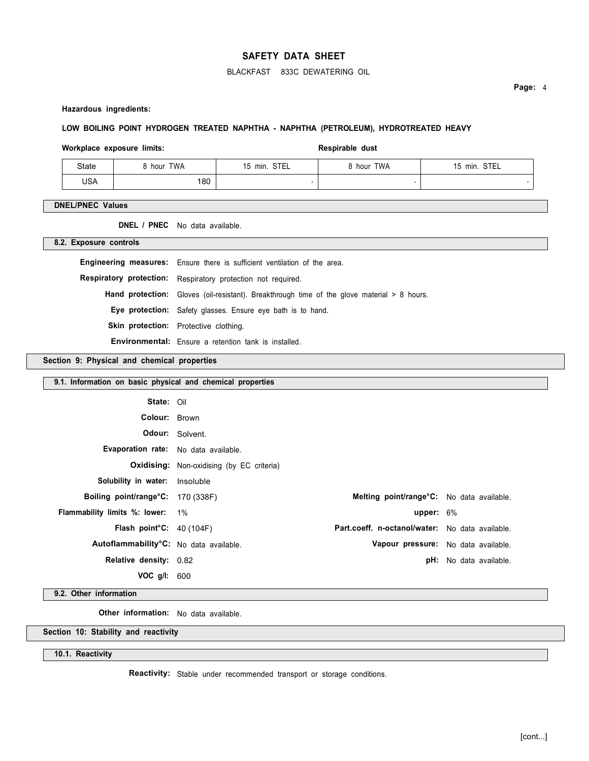**Hazardous ingredients:**

**LOW BOILING POINT HYDROGEN TREATED NAPHTHA - NAPHTHA (PETROLEUM), HYDROTREATED HEAVY**

**Workplace exposure limits:** **Respirable dust**

| State | 8 hour TWA | 15 min. STEL | 8 hour TWA | 15 min. STEL |
|---|---|---|---|---|
| USA | 180 | - | - | - |

**DNEL/PNEC Values**

**DNEL / PNEC** No data available.

**8.2. Exposure controls**

**Engineering measures:** Ensure there is sufficient ventilation of the area.

**Respiratory protection:** Respiratory protection not required.

**Hand protection:** Gloves (oil-resistant). Breakthrough time of the glove material > 8 hours.

**Eye protection:** Safety glasses. Ensure eye bath is to hand.

**Skin protection:** Protective clothing.

**Environmental:** Ensure a retention tank is installed.

## Section 9: Physical and chemical properties

**9.1. Information on basic physical and chemical properties**

**State:** Oil

**Colour:** Brown

**Odour:** Solvent.

**Evaporation rate:** No data available.

**Oxidising:** Non-oxidising (by EC criteria)

**Solubility in water:** Insoluble

**Boiling point/range°C:** 170 (338F)

**Melting point/range°C:** No data available.

**Flammability limits %: lower:** 1%

**upper:** 6%

**Flash point°C:** 40 (104F)

**Part.coeff. n-octanol/water:** No data available.

**Autoflammability°C:** No data available.

**Vapour pressure:** No data available.

**Relative density:** 0.82

**pH:** No data available.

**VOC g/l:** 600

**9.2. Other information**

**Other information:** No data available.

## Section 10: Stability and reactivity

**10.1. Reactivity**

**Reactivity:** Stable under recommended transport or storage conditions.

[cont...]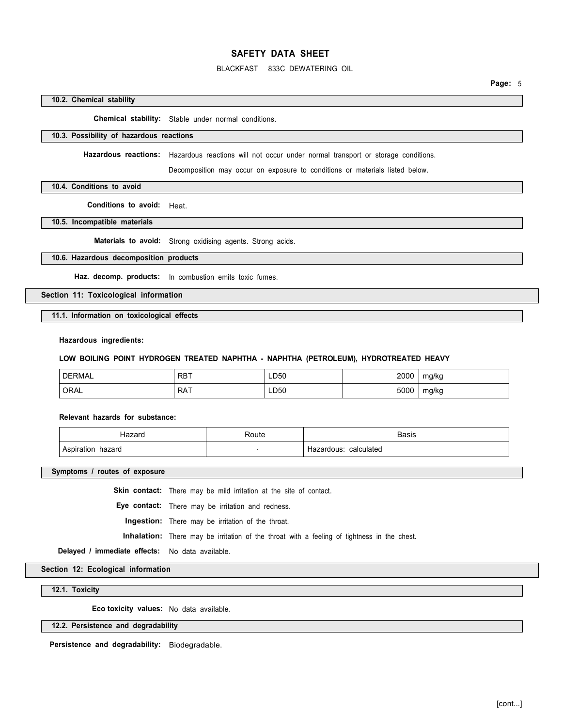### 10.2. Chemical stability

**Chemical stability:** Stable under normal conditions.

### 10.3. Possibility of hazardous reactions

**Hazardous reactions:** Hazardous reactions will not occur under normal transport or storage conditions.

Decomposition may occur on exposure to conditions or materials listed below.

### 10.4. Conditions to avoid

**Conditions to avoid:** Heat.

### 10.5. Incompatible materials

**Materials to avoid:** Strong oxidising agents. Strong acids.

### 10.6. Hazardous decomposition products

**Haz. decomp. products:** In combustion emits toxic fumes.

## Section 11: Toxicological information

### 11.1. Information on toxicological effects

**Hazardous ingredients:**

**LOW BOILING POINT HYDROGEN TREATED NAPHTHA - NAPHTHA (PETROLEUM), HYDROTREATED HEAVY**

| | | | | |
|---|---|---|---|---|
| DERMAL | RBT | LD50 | 2000 | mg/kg |
| ORAL | RAT | LD50 | 5000 | mg/kg |

**Relevant hazards for substance:**

| Hazard | Route | Basis |
|---|---|---|
| Aspiration hazard | - | Hazardous: calculated |

### Symptoms / routes of exposure

**Skin contact:** There may be mild irritation at the site of contact.

**Eye contact:** There may be irritation and redness.

**Ingestion:** There may be irritation of the throat.

**Inhalation:** There may be irritation of the throat with a feeling of tightness in the chest.

**Delayed / immediate effects:** No data available.

## Section 12: Ecological information

### 12.1. Toxicity

**Eco toxicity values:** No data available.

### 12.2. Persistence and degradability

**Persistence and degradability:** Biodegradable.

[cont...]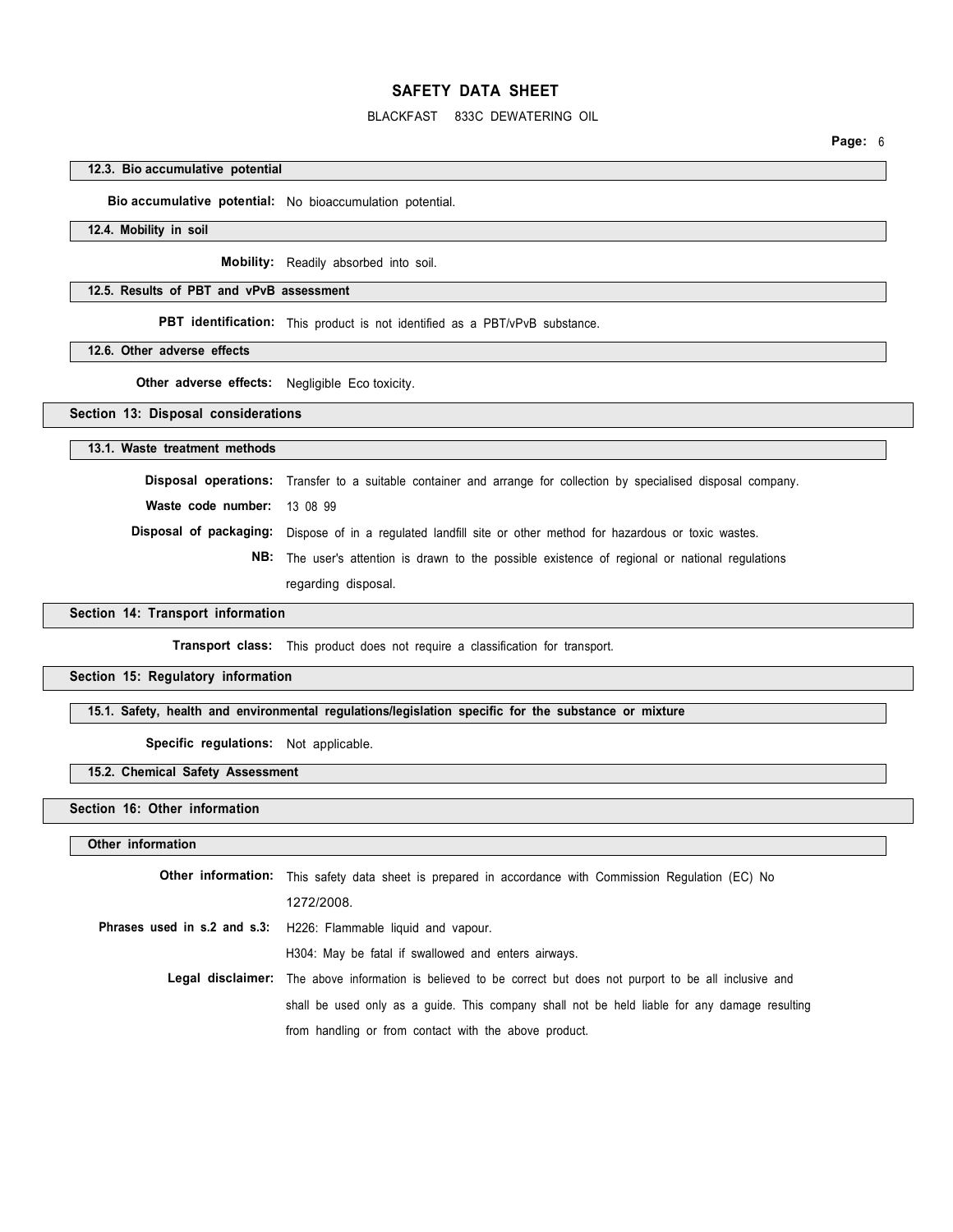### 12.3. Bio accumulative potential

**Bio accumulative potential:** No bioaccumulation potential.

### 12.4. Mobility in soil

**Mobility:** Readily absorbed into soil.

### 12.5. Results of PBT and vPvB assessment

**PBT identification:** This product is not identified as a PBT/vPvB substance.

### 12.6. Other adverse effects

**Other adverse effects:** Negligible Eco toxicity.

## Section 13: Disposal considerations

### 13.1. Waste treatment methods

**Disposal operations:** Transfer to a suitable container and arrange for collection by specialised disposal company.

**Waste code number:** 13 08 99

**Disposal of packaging:** Dispose of in a regulated landfill site or other method for hazardous or toxic wastes.

**NB:** The user's attention is drawn to the possible existence of regional or national regulations regarding disposal.

## Section 14: Transport information

**Transport class:** This product does not require a classification for transport.

## Section 15: Regulatory information

### 15.1. Safety, health and environmental regulations/legislation specific for the substance or mixture

**Specific regulations:** Not applicable.

### 15.2. Chemical Safety Assessment

## Section 16: Other information

### Other information

**Other information:** This safety data sheet is prepared in accordance with Commission Regulation (EC) No 1272/2008.

**Phrases used in s.2 and s.3:** H226: Flammable liquid and vapour.

H304: May be fatal if swallowed and enters airways.

**Legal disclaimer:** The above information is believed to be correct but does not purport to be all inclusive and shall be used only as a guide. This company shall not be held liable for any damage resulting from handling or from contact with the above product.